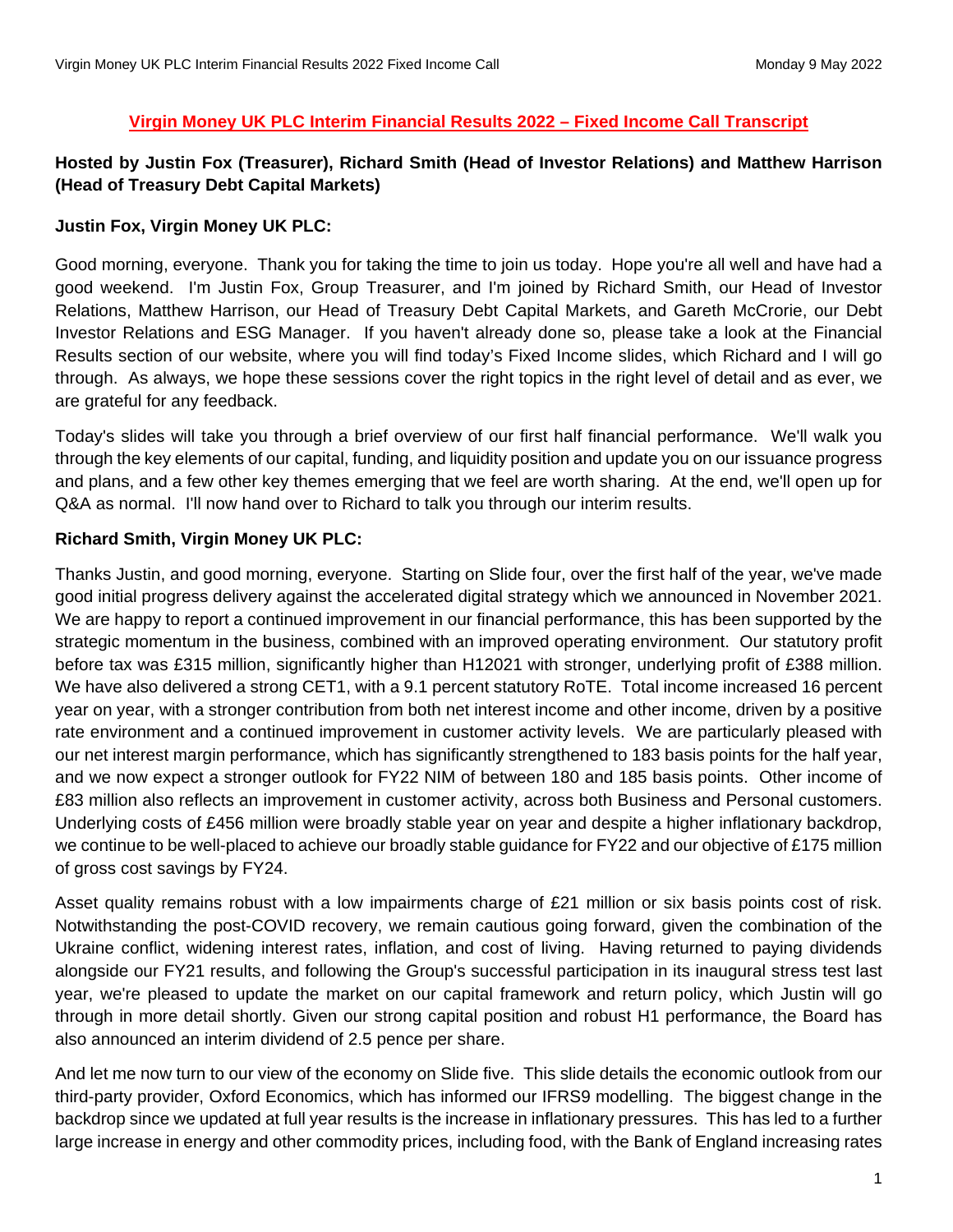# Virgin Money UK PLC Interim Financial Results 2022 – Fixed Income Call Transcript

**Hosted by Justin Fox (Treasurer), Richard Smith (Head of Investor Relations) and Matthew Harrison (Head of Treasury Debt Capital Markets)**

**Justin Fox, Virgin Money UK PLC:**

Good morning, everyone. Thank you for taking the time to join us today. Hope you're all well and have had a good weekend. I'm Justin Fox, Group Treasurer, and I'm joined by Richard Smith, our Head of Investor Relations, Matthew Harrison, our Head of Treasury Debt Capital Markets, and Gareth McCrorie, our Debt Investor Relations and ESG Manager. If you haven't already done so, please take a look at the Financial Results section of our website, where you will find today's Fixed Income slides, which Richard and I will go through. As always, we hope these sessions cover the right topics in the right level of detail and as ever, we are grateful for any feedback.

Today's slides will take you through a brief overview of our first half financial performance. We'll walk you through the key elements of our capital, funding, and liquidity position and update you on our issuance progress and plans, and a few other key themes emerging that we feel are worth sharing. At the end, we'll open up for Q&A as normal. I'll now hand over to Richard to talk you through our interim results.

**Richard Smith, Virgin Money UK PLC:**

Thanks Justin, and good morning, everyone. Starting on Slide four, over the first half of the year, we've made good initial progress delivery against the accelerated digital strategy which we announced in November 2021. We are happy to report a continued improvement in our financial performance, this has been supported by the strategic momentum in the business, combined with an improved operating environment. Our statutory profit before tax was £315 million, significantly higher than H12021 with stronger, underlying profit of £388 million. We have also delivered a strong CET1, with a 9.1 percent statutory RoTE. Total income increased 16 percent year on year, with a stronger contribution from both net interest income and other income, driven by a positive rate environment and a continued improvement in customer activity levels. We are particularly pleased with our net interest margin performance, which has significantly strengthened to 183 basis points for the half year, and we now expect a stronger outlook for FY22 NIM of between 180 and 185 basis points. Other income of £83 million also reflects an improvement in customer activity, across both Business and Personal customers. Underlying costs of £456 million were broadly stable year on year and despite a higher inflationary backdrop, we continue to be well-placed to achieve our broadly stable guidance for FY22 and our objective of £175 million of gross cost savings by FY24.

Asset quality remains robust with a low impairments charge of £21 million or six basis points cost of risk. Notwithstanding the post-COVID recovery, we remain cautious going forward, given the combination of the Ukraine conflict, widening interest rates, inflation, and cost of living. Having returned to paying dividends alongside our FY21 results, and following the Group's successful participation in its inaugural stress test last year, we're pleased to update the market on our capital framework and return policy, which Justin will go through in more detail shortly. Given our strong capital position and robust H1 performance, the Board has also announced an interim dividend of 2.5 pence per share.

And let me now turn to our view of the economy on Slide five. This slide details the economic outlook from our third-party provider, Oxford Economics, which has informed our IFRS9 modelling. The biggest change in the backdrop since we updated at full year results is the increase in inflationary pressures. This has led to a further large increase in energy and other commodity prices, including food, with the Bank of England increasing rates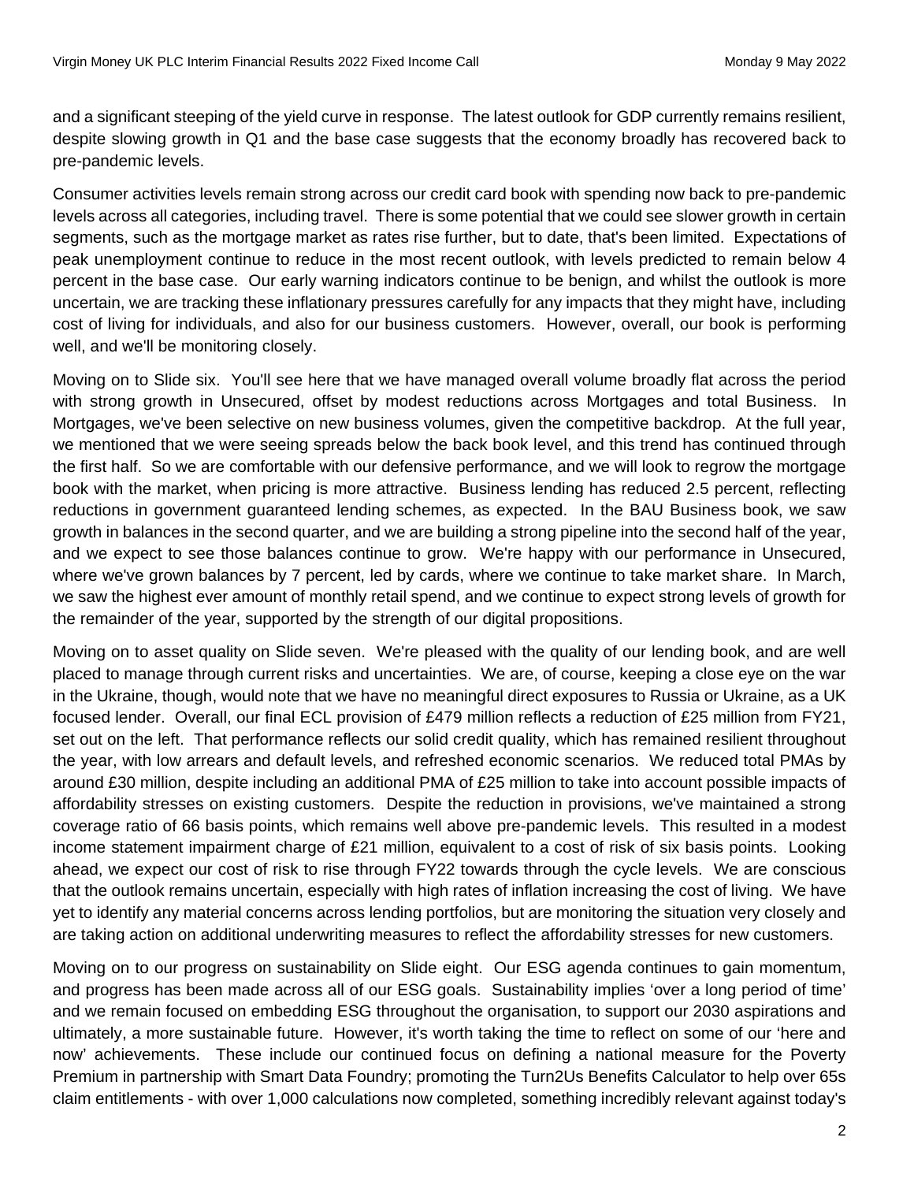and a significant steeping of the yield curve in response. The latest outlook for GDP currently remains resilient, despite slowing growth in Q1 and the base case suggests that the economy broadly has recovered back to pre-pandemic levels.

Consumer activities levels remain strong across our credit card book with spending now back to pre-pandemic levels across all categories, including travel. There is some potential that we could see slower growth in certain segments, such as the mortgage market as rates rise further, but to date, that's been limited. Expectations of peak unemployment continue to reduce in the most recent outlook, with levels predicted to remain below 4 percent in the base case. Our early warning indicators continue to be benign, and whilst the outlook is more uncertain, we are tracking these inflationary pressures carefully for any impacts that they might have, including cost of living for individuals, and also for our business customers. However, overall, our book is performing well, and we'll be monitoring closely.

Moving on to Slide six. You'll see here that we have managed overall volume broadly flat across the period with strong growth in Unsecured, offset by modest reductions across Mortgages and total Business. In Mortgages, we've been selective on new business volumes, given the competitive backdrop. At the full year, we mentioned that we were seeing spreads below the back book level, and this trend has continued through the first half. So we are comfortable with our defensive performance, and we will look to regrow the mortgage book with the market, when pricing is more attractive. Business lending has reduced 2.5 percent, reflecting reductions in government guaranteed lending schemes, as expected. In the BAU Business book, we saw growth in balances in the second quarter, and we are building a strong pipeline into the second half of the year, and we expect to see those balances continue to grow. We're happy with our performance in Unsecured, where we've grown balances by 7 percent, led by cards, where we continue to take market share. In March, we saw the highest ever amount of monthly retail spend, and we continue to expect strong levels of growth for the remainder of the year, supported by the strength of our digital propositions.

Moving on to asset quality on Slide seven. We're pleased with the quality of our lending book, and are well placed to manage through current risks and uncertainties. We are, of course, keeping a close eye on the war in the Ukraine, though, would note that we have no meaningful direct exposures to Russia or Ukraine, as a UK focused lender. Overall, our final ECL provision of £479 million reflects a reduction of £25 million from FY21, set out on the left. That performance reflects our solid credit quality, which has remained resilient throughout the year, with low arrears and default levels, and refreshed economic scenarios. We reduced total PMAs by around £30 million, despite including an additional PMA of £25 million to take into account possible impacts of affordability stresses on existing customers. Despite the reduction in provisions, we've maintained a strong coverage ratio of 66 basis points, which remains well above pre-pandemic levels. This resulted in a modest income statement impairment charge of £21 million, equivalent to a cost of risk of six basis points. Looking ahead, we expect our cost of risk to rise through FY22 towards through the cycle levels. We are conscious that the outlook remains uncertain, especially with high rates of inflation increasing the cost of living. We have yet to identify any material concerns across lending portfolios, but are monitoring the situation very closely and are taking action on additional underwriting measures to reflect the affordability stresses for new customers.

Moving on to our progress on sustainability on Slide eight. Our ESG agenda continues to gain momentum, and progress has been made across all of our ESG goals. Sustainability implies 'over a long period of time' and we remain focused on embedding ESG throughout the organisation, to support our 2030 aspirations and ultimately, a more sustainable future. However, it's worth taking the time to reflect on some of our 'here and now' achievements. These include our continued focus on defining a national measure for the Poverty Premium in partnership with Smart Data Foundry; promoting the Turn2Us Benefits Calculator to help over 65s claim entitlements - with over 1,000 calculations now completed, something incredibly relevant against today's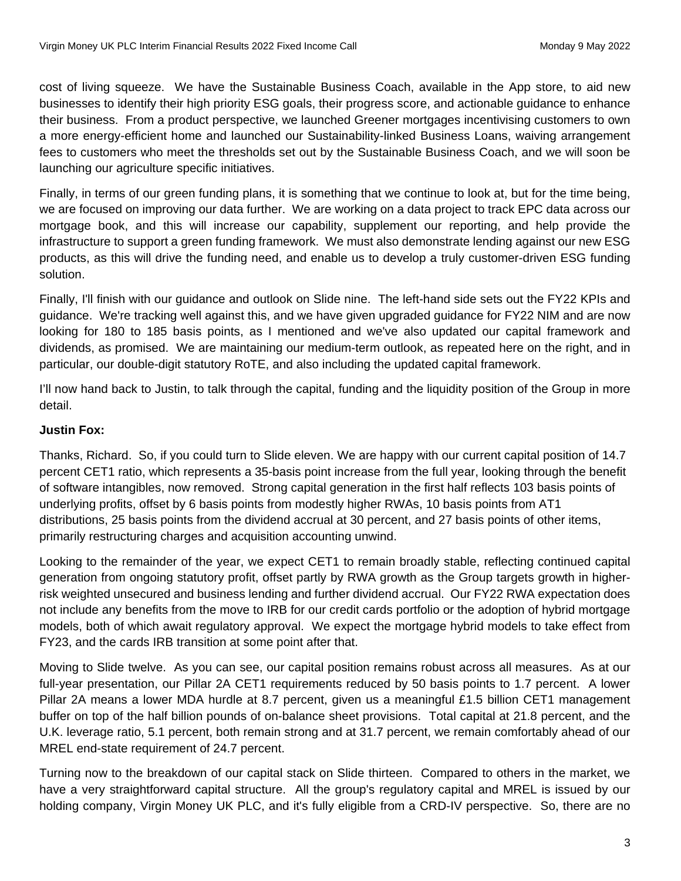cost of living squeeze. We have the Sustainable Business Coach, available in the App store, to aid new businesses to identify their high priority ESG goals, their progress score, and actionable guidance to enhance their business. From a product perspective, we launched Greener mortgages incentivising customers to own a more energy-efficient home and launched our Sustainability-linked Business Loans, waiving arrangement fees to customers who meet the thresholds set out by the Sustainable Business Coach, and we will soon be launching our agriculture specific initiatives.

Finally, in terms of our green funding plans, it is something that we continue to look at, but for the time being, we are focused on improving our data further. We are working on a data project to track EPC data across our mortgage book, and this will increase our capability, supplement our reporting, and help provide the infrastructure to support a green funding framework. We must also demonstrate lending against our new ESG products, as this will drive the funding need, and enable us to develop a truly customer-driven ESG funding solution.

Finally, I'll finish with our guidance and outlook on Slide nine. The left-hand side sets out the FY22 KPIs and guidance. We're tracking well against this, and we have given upgraded guidance for FY22 NIM and are now looking for 180 to 185 basis points, as I mentioned and we've also updated our capital framework and dividends, as promised. We are maintaining our medium-term outlook, as repeated here on the right, and in particular, our double-digit statutory RoTE, and also including the updated capital framework.

I'll now hand back to Justin, to talk through the capital, funding and the liquidity position of the Group in more detail.

**Justin Fox:**

Thanks, Richard. So, if you could turn to Slide eleven. We are happy with our current capital position of 14.7 percent CET1 ratio, which represents a 35-basis point increase from the full year, looking through the benefit of software intangibles, now removed. Strong capital generation in the first half reflects 103 basis points of underlying profits, offset by 6 basis points from modestly higher RWAs, 10 basis points from AT1 distributions, 25 basis points from the dividend accrual at 30 percent, and 27 basis points of other items, primarily restructuring charges and acquisition accounting unwind.

Looking to the remainder of the year, we expect CET1 to remain broadly stable, reflecting continued capital generation from ongoing statutory profit, offset partly by RWA growth as the Group targets growth in higher-risk weighted unsecured and business lending and further dividend accrual. Our FY22 RWA expectation does not include any benefits from the move to IRB for our credit cards portfolio or the adoption of hybrid mortgage models, both of which await regulatory approval. We expect the mortgage hybrid models to take effect from FY23, and the cards IRB transition at some point after that.

Moving to Slide twelve. As you can see, our capital position remains robust across all measures. As at our full-year presentation, our Pillar 2A CET1 requirements reduced by 50 basis points to 1.7 percent. A lower Pillar 2A means a lower MDA hurdle at 8.7 percent, given us a meaningful £1.5 billion CET1 management buffer on top of the half billion pounds of on-balance sheet provisions. Total capital at 21.8 percent, and the U.K. leverage ratio, 5.1 percent, both remain strong and at 31.7 percent, we remain comfortably ahead of our MREL end-state requirement of 24.7 percent.

Turning now to the breakdown of our capital stack on Slide thirteen. Compared to others in the market, we have a very straightforward capital structure. All the group's regulatory capital and MREL is issued by our holding company, Virgin Money UK PLC, and it's fully eligible from a CRD-IV perspective. So, there are no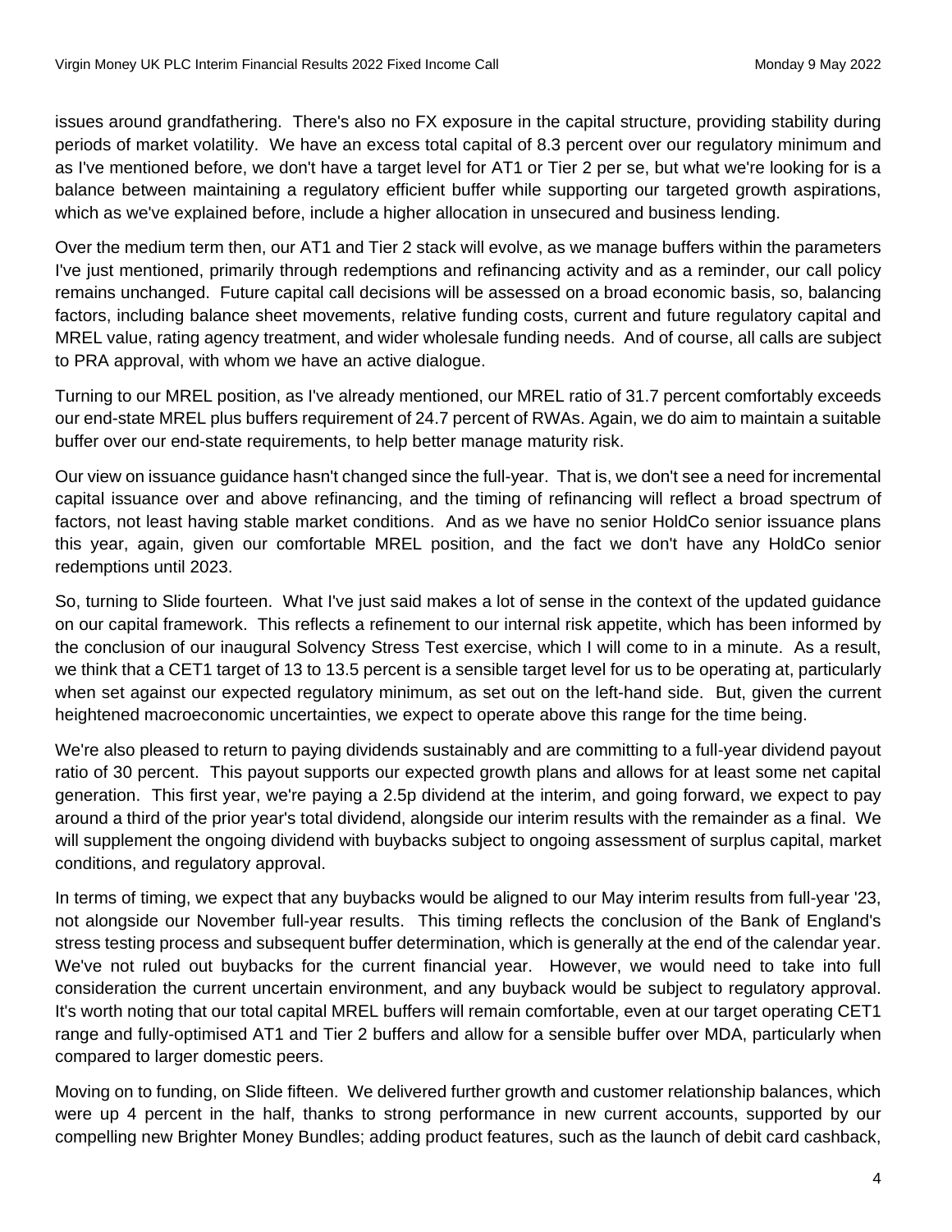issues around grandfathering. There's also no FX exposure in the capital structure, providing stability during periods of market volatility. We have an excess total capital of 8.3 percent over our regulatory minimum and as I've mentioned before, we don't have a target level for AT1 or Tier 2 per se, but what we're looking for is a balance between maintaining a regulatory efficient buffer while supporting our targeted growth aspirations, which as we've explained before, include a higher allocation in unsecured and business lending.

Over the medium term then, our AT1 and Tier 2 stack will evolve, as we manage buffers within the parameters I've just mentioned, primarily through redemptions and refinancing activity and as a reminder, our call policy remains unchanged. Future capital call decisions will be assessed on a broad economic basis, so, balancing factors, including balance sheet movements, relative funding costs, current and future regulatory capital and MREL value, rating agency treatment, and wider wholesale funding needs. And of course, all calls are subject to PRA approval, with whom we have an active dialogue.

Turning to our MREL position, as I've already mentioned, our MREL ratio of 31.7 percent comfortably exceeds our end-state MREL plus buffers requirement of 24.7 percent of RWAs. Again, we do aim to maintain a suitable buffer over our end-state requirements, to help better manage maturity risk.

Our view on issuance guidance hasn't changed since the full-year. That is, we don't see a need for incremental capital issuance over and above refinancing, and the timing of refinancing will reflect a broad spectrum of factors, not least having stable market conditions. And as we have no senior HoldCo senior issuance plans this year, again, given our comfortable MREL position, and the fact we don't have any HoldCo senior redemptions until 2023.

So, turning to Slide fourteen. What I've just said makes a lot of sense in the context of the updated guidance on our capital framework. This reflects a refinement to our internal risk appetite, which has been informed by the conclusion of our inaugural Solvency Stress Test exercise, which I will come to in a minute. As a result, we think that a CET1 target of 13 to 13.5 percent is a sensible target level for us to be operating at, particularly when set against our expected regulatory minimum, as set out on the left-hand side. But, given the current heightened macroeconomic uncertainties, we expect to operate above this range for the time being.

We're also pleased to return to paying dividends sustainably and are committing to a full-year dividend payout ratio of 30 percent. This payout supports our expected growth plans and allows for at least some net capital generation. This first year, we're paying a 2.5p dividend at the interim, and going forward, we expect to pay around a third of the prior year's total dividend, alongside our interim results with the remainder as a final. We will supplement the ongoing dividend with buybacks subject to ongoing assessment of surplus capital, market conditions, and regulatory approval.

In terms of timing, we expect that any buybacks would be aligned to our May interim results from full-year '23, not alongside our November full-year results. This timing reflects the conclusion of the Bank of England's stress testing process and subsequent buffer determination, which is generally at the end of the calendar year. We've not ruled out buybacks for the current financial year. However, we would need to take into full consideration the current uncertain environment, and any buyback would be subject to regulatory approval. It's worth noting that our total capital MREL buffers will remain comfortable, even at our target operating CET1 range and fully-optimised AT1 and Tier 2 buffers and allow for a sensible buffer over MDA, particularly when compared to larger domestic peers.

Moving on to funding, on Slide fifteen. We delivered further growth and customer relationship balances, which were up 4 percent in the half, thanks to strong performance in new current accounts, supported by our compelling new Brighter Money Bundles; adding product features, such as the launch of debit card cashback,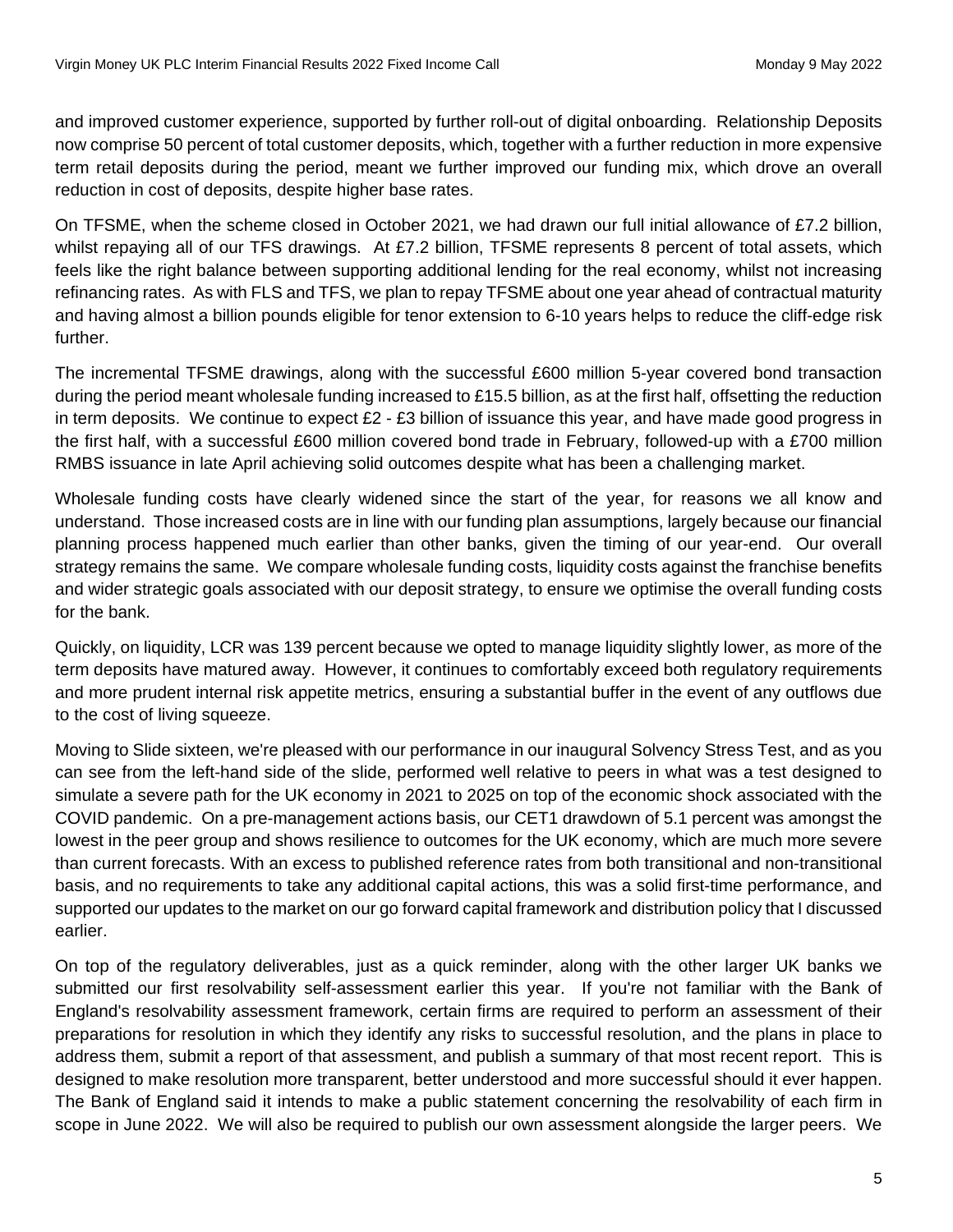and improved customer experience, supported by further roll-out of digital onboarding. Relationship Deposits now comprise 50 percent of total customer deposits, which, together with a further reduction in more expensive term retail deposits during the period, meant we further improved our funding mix, which drove an overall reduction in cost of deposits, despite higher base rates.

On TFSME, when the scheme closed in October 2021, we had drawn our full initial allowance of £7.2 billion, whilst repaying all of our TFS drawings. At £7.2 billion, TFSME represents 8 percent of total assets, which feels like the right balance between supporting additional lending for the real economy, whilst not increasing refinancing rates. As with FLS and TFS, we plan to repay TFSME about one year ahead of contractual maturity and having almost a billion pounds eligible for tenor extension to 6-10 years helps to reduce the cliff-edge risk further.

The incremental TFSME drawings, along with the successful £600 million 5-year covered bond transaction during the period meant wholesale funding increased to £15.5 billion, as at the first half, offsetting the reduction in term deposits. We continue to expect £2 - £3 billion of issuance this year, and have made good progress in the first half, with a successful £600 million covered bond trade in February, followed-up with a £700 million RMBS issuance in late April achieving solid outcomes despite what has been a challenging market.

Wholesale funding costs have clearly widened since the start of the year, for reasons we all know and understand. Those increased costs are in line with our funding plan assumptions, largely because our financial planning process happened much earlier than other banks, given the timing of our year-end. Our overall strategy remains the same. We compare wholesale funding costs, liquidity costs against the franchise benefits and wider strategic goals associated with our deposit strategy, to ensure we optimise the overall funding costs for the bank.

Quickly, on liquidity, LCR was 139 percent because we opted to manage liquidity slightly lower, as more of the term deposits have matured away. However, it continues to comfortably exceed both regulatory requirements and more prudent internal risk appetite metrics, ensuring a substantial buffer in the event of any outflows due to the cost of living squeeze.

Moving to Slide sixteen, we're pleased with our performance in our inaugural Solvency Stress Test, and as you can see from the left-hand side of the slide, performed well relative to peers in what was a test designed to simulate a severe path for the UK economy in 2021 to 2025 on top of the economic shock associated with the COVID pandemic. On a pre-management actions basis, our CET1 drawdown of 5.1 percent was amongst the lowest in the peer group and shows resilience to outcomes for the UK economy, which are much more severe than current forecasts. With an excess to published reference rates from both transitional and non-transitional basis, and no requirements to take any additional capital actions, this was a solid first-time performance, and supported our updates to the market on our go forward capital framework and distribution policy that I discussed earlier.

On top of the regulatory deliverables, just as a quick reminder, along with the other larger UK banks we submitted our first resolvability self-assessment earlier this year. If you're not familiar with the Bank of England's resolvability assessment framework, certain firms are required to perform an assessment of their preparations for resolution in which they identify any risks to successful resolution, and the plans in place to address them, submit a report of that assessment, and publish a summary of that most recent report. This is designed to make resolution more transparent, better understood and more successful should it ever happen. The Bank of England said it intends to make a public statement concerning the resolvability of each firm in scope in June 2022. We will also be required to publish our own assessment alongside the larger peers. We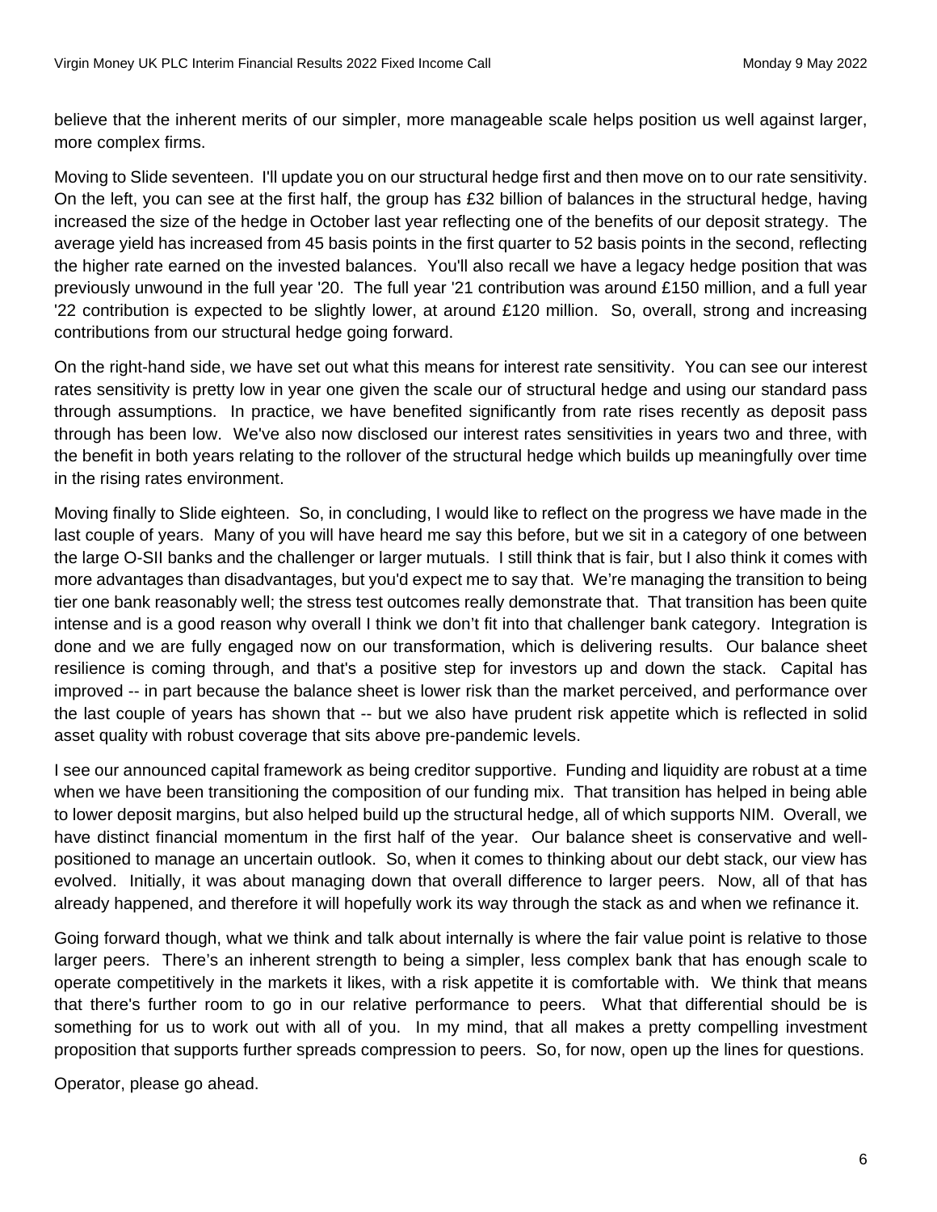believe that the inherent merits of our simpler, more manageable scale helps position us well against larger, more complex firms.

Moving to Slide seventeen. I'll update you on our structural hedge first and then move on to our rate sensitivity. On the left, you can see at the first half, the group has £32 billion of balances in the structural hedge, having increased the size of the hedge in October last year reflecting one of the benefits of our deposit strategy. The average yield has increased from 45 basis points in the first quarter to 52 basis points in the second, reflecting the higher rate earned on the invested balances. You'll also recall we have a legacy hedge position that was previously unwound in the full year '20. The full year '21 contribution was around £150 million, and a full year '22 contribution is expected to be slightly lower, at around £120 million. So, overall, strong and increasing contributions from our structural hedge going forward.

On the right-hand side, we have set out what this means for interest rate sensitivity. You can see our interest rates sensitivity is pretty low in year one given the scale our of structural hedge and using our standard pass through assumptions. In practice, we have benefited significantly from rate rises recently as deposit pass through has been low. We've also now disclosed our interest rates sensitivities in years two and three, with the benefit in both years relating to the rollover of the structural hedge which builds up meaningfully over time in the rising rates environment.

Moving finally to Slide eighteen. So, in concluding, I would like to reflect on the progress we have made in the last couple of years. Many of you will have heard me say this before, but we sit in a category of one between the large O-SII banks and the challenger or larger mutuals. I still think that is fair, but I also think it comes with more advantages than disadvantages, but you'd expect me to say that. We're managing the transition to being tier one bank reasonably well; the stress test outcomes really demonstrate that. That transition has been quite intense and is a good reason why overall I think we don't fit into that challenger bank category. Integration is done and we are fully engaged now on our transformation, which is delivering results. Our balance sheet resilience is coming through, and that's a positive step for investors up and down the stack. Capital has improved -- in part because the balance sheet is lower risk than the market perceived, and performance over the last couple of years has shown that -- but we also have prudent risk appetite which is reflected in solid asset quality with robust coverage that sits above pre-pandemic levels.

I see our announced capital framework as being creditor supportive. Funding and liquidity are robust at a time when we have been transitioning the composition of our funding mix. That transition has helped in being able to lower deposit margins, but also helped build up the structural hedge, all of which supports NIM. Overall, we have distinct financial momentum in the first half of the year. Our balance sheet is conservative and well-positioned to manage an uncertain outlook. So, when it comes to thinking about our debt stack, our view has evolved. Initially, it was about managing down that overall difference to larger peers. Now, all of that has already happened, and therefore it will hopefully work its way through the stack as and when we refinance it.

Going forward though, what we think and talk about internally is where the fair value point is relative to those larger peers. There's an inherent strength to being a simpler, less complex bank that has enough scale to operate competitively in the markets it likes, with a risk appetite it is comfortable with. We think that means that there's further room to go in our relative performance to peers. What that differential should be is something for us to work out with all of you. In my mind, that all makes a pretty compelling investment proposition that supports further spreads compression to peers. So, for now, open up the lines for questions.

Operator, please go ahead.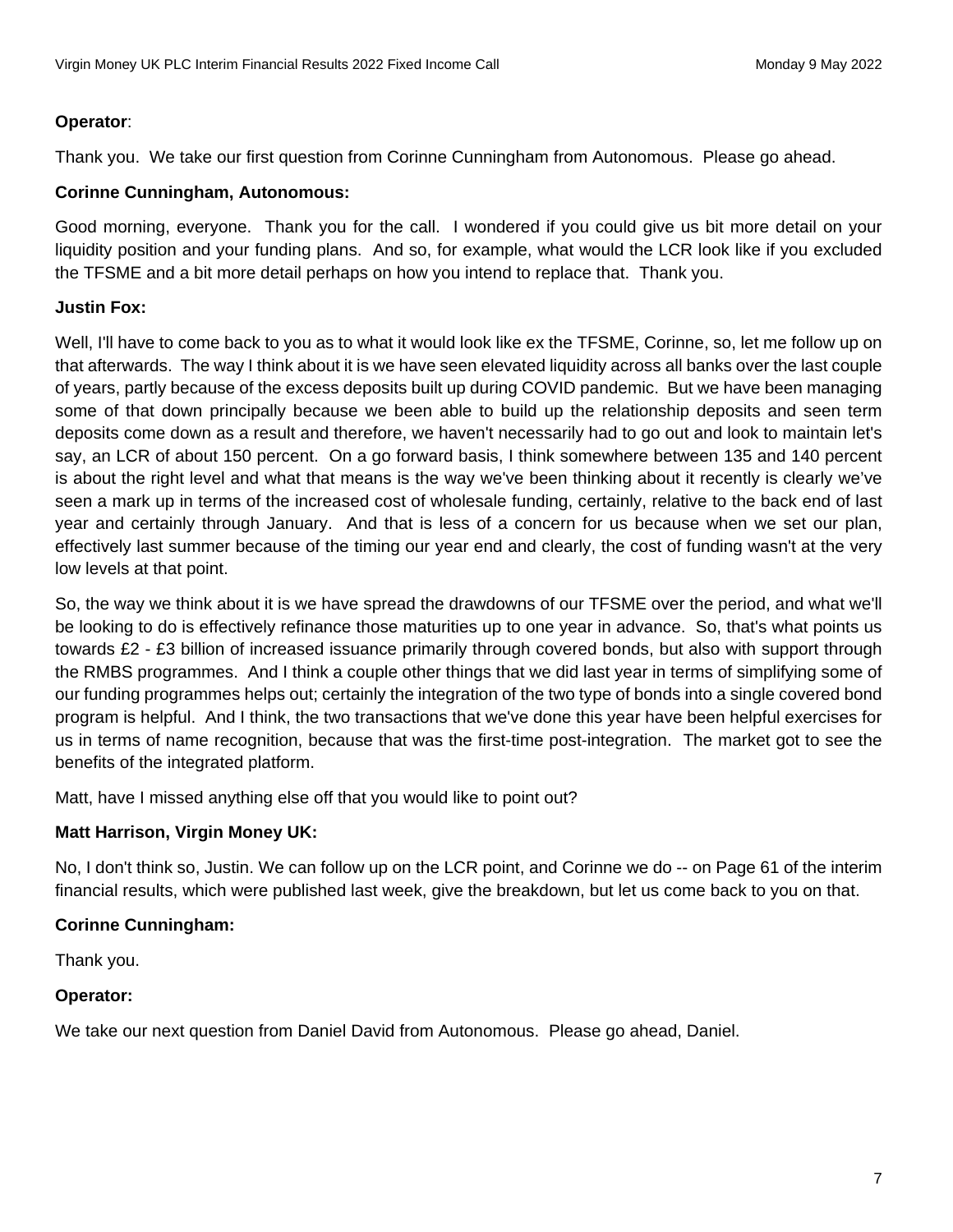**Operator**:

Thank you. We take our first question from Corinne Cunningham from Autonomous. Please go ahead.

**Corinne Cunningham, Autonomous:**

Good morning, everyone. Thank you for the call. I wondered if you could give us bit more detail on your liquidity position and your funding plans. And so, for example, what would the LCR look like if you excluded the TFSME and a bit more detail perhaps on how you intend to replace that. Thank you.

**Justin Fox:**

Well, I'll have to come back to you as to what it would look like ex the TFSME, Corinne, so, let me follow up on that afterwards. The way I think about it is we have seen elevated liquidity across all banks over the last couple of years, partly because of the excess deposits built up during COVID pandemic. But we have been managing some of that down principally because we been able to build up the relationship deposits and seen term deposits come down as a result and therefore, we haven't necessarily had to go out and look to maintain let's say, an LCR of about 150 percent. On a go forward basis, I think somewhere between 135 and 140 percent is about the right level and what that means is the way we've been thinking about it recently is clearly we've seen a mark up in terms of the increased cost of wholesale funding, certainly, relative to the back end of last year and certainly through January. And that is less of a concern for us because when we set our plan, effectively last summer because of the timing our year end and clearly, the cost of funding wasn't at the very low levels at that point.

So, the way we think about it is we have spread the drawdowns of our TFSME over the period, and what we'll be looking to do is effectively refinance those maturities up to one year in advance. So, that's what points us towards £2 - £3 billion of increased issuance primarily through covered bonds, but also with support through the RMBS programmes. And I think a couple other things that we did last year in terms of simplifying some of our funding programmes helps out; certainly the integration of the two type of bonds into a single covered bond program is helpful. And I think, the two transactions that we've done this year have been helpful exercises for us in terms of name recognition, because that was the first-time post-integration. The market got to see the benefits of the integrated platform.

Matt, have I missed anything else off that you would like to point out?

**Matt Harrison, Virgin Money UK:**

No, I don't think so, Justin. We can follow up on the LCR point, and Corinne we do -- on Page 61 of the interim financial results, which were published last week, give the breakdown, but let us come back to you on that.

**Corinne Cunningham:**

Thank you.

**Operator:**

We take our next question from Daniel David from Autonomous. Please go ahead, Daniel.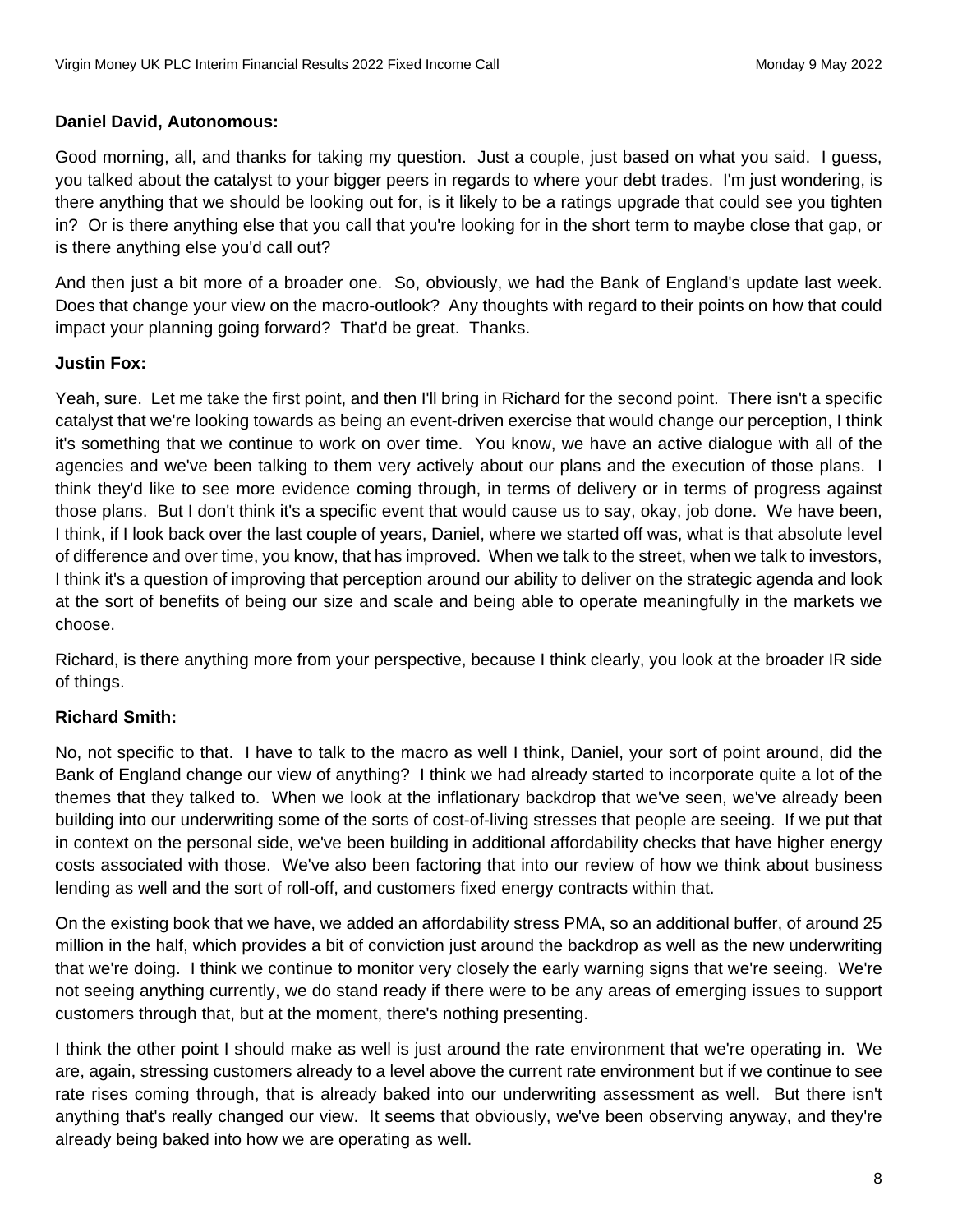**Daniel David, Autonomous:**

Good morning, all, and thanks for taking my question. Just a couple, just based on what you said. I guess, you talked about the catalyst to your bigger peers in regards to where your debt trades. I'm just wondering, is there anything that we should be looking out for, is it likely to be a ratings upgrade that could see you tighten in? Or is there anything else that you call that you're looking for in the short term to maybe close that gap, or is there anything else you'd call out?

And then just a bit more of a broader one. So, obviously, we had the Bank of England's update last week. Does that change your view on the macro-outlook? Any thoughts with regard to their points on how that could impact your planning going forward? That'd be great. Thanks.

**Justin Fox:**

Yeah, sure. Let me take the first point, and then I'll bring in Richard for the second point. There isn't a specific catalyst that we're looking towards as being an event-driven exercise that would change our perception, I think it's something that we continue to work on over time. You know, we have an active dialogue with all of the agencies and we've been talking to them very actively about our plans and the execution of those plans. I think they'd like to see more evidence coming through, in terms of delivery or in terms of progress against those plans. But I don't think it's a specific event that would cause us to say, okay, job done. We have been, I think, if I look back over the last couple of years, Daniel, where we started off was, what is that absolute level of difference and over time, you know, that has improved. When we talk to the street, when we talk to investors, I think it's a question of improving that perception around our ability to deliver on the strategic agenda and look at the sort of benefits of being our size and scale and being able to operate meaningfully in the markets we choose.

Richard, is there anything more from your perspective, because I think clearly, you look at the broader IR side of things.

**Richard Smith:**

No, not specific to that. I have to talk to the macro as well I think, Daniel, your sort of point around, did the Bank of England change our view of anything? I think we had already started to incorporate quite a lot of the themes that they talked to. When we look at the inflationary backdrop that we've seen, we've already been building into our underwriting some of the sorts of cost-of-living stresses that people are seeing. If we put that in context on the personal side, we've been building in additional affordability checks that have higher energy costs associated with those. We've also been factoring that into our review of how we think about business lending as well and the sort of roll-off, and customers fixed energy contracts within that.

On the existing book that we have, we added an affordability stress PMA, so an additional buffer, of around 25 million in the half, which provides a bit of conviction just around the backdrop as well as the new underwriting that we're doing. I think we continue to monitor very closely the early warning signs that we're seeing. We're not seeing anything currently, we do stand ready if there were to be any areas of emerging issues to support customers through that, but at the moment, there's nothing presenting.

I think the other point I should make as well is just around the rate environment that we're operating in. We are, again, stressing customers already to a level above the current rate environment but if we continue to see rate rises coming through, that is already baked into our underwriting assessment as well. But there isn't anything that's really changed our view. It seems that obviously, we've been observing anyway, and they're already being baked into how we are operating as well.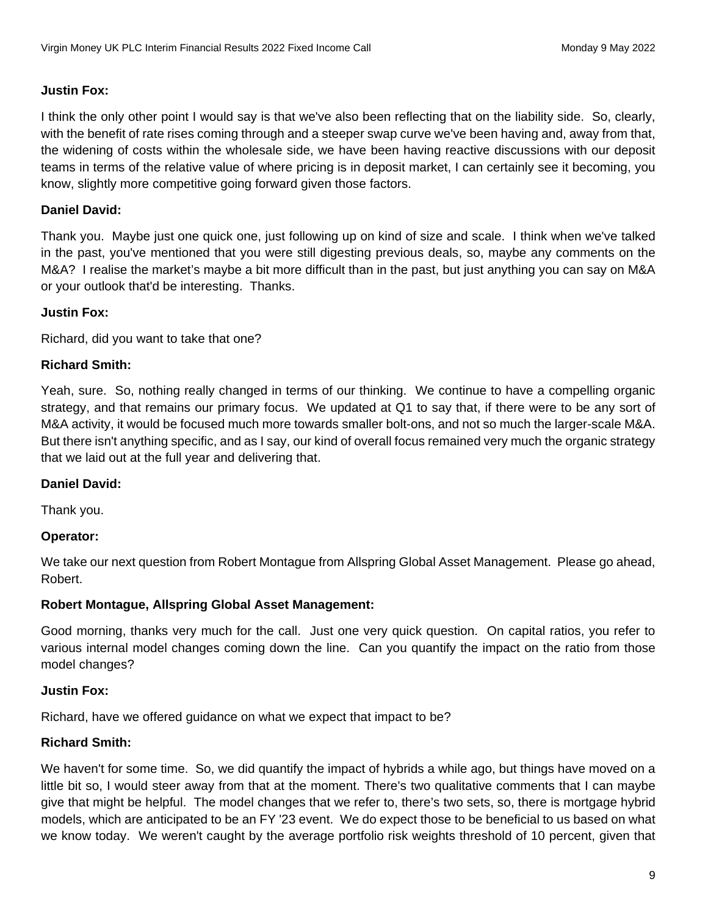**Justin Fox:**

I think the only other point I would say is that we've also been reflecting that on the liability side. So, clearly, with the benefit of rate rises coming through and a steeper swap curve we've been having and, away from that, the widening of costs within the wholesale side, we have been having reactive discussions with our deposit teams in terms of the relative value of where pricing is in deposit market, I can certainly see it becoming, you know, slightly more competitive going forward given those factors.

**Daniel David:**

Thank you. Maybe just one quick one, just following up on kind of size and scale. I think when we've talked in the past, you've mentioned that you were still digesting previous deals, so, maybe any comments on the M&A? I realise the market's maybe a bit more difficult than in the past, but just anything you can say on M&A or your outlook that'd be interesting. Thanks.

**Justin Fox:**

Richard, did you want to take that one?

**Richard Smith:**

Yeah, sure. So, nothing really changed in terms of our thinking. We continue to have a compelling organic strategy, and that remains our primary focus. We updated at Q1 to say that, if there were to be any sort of M&A activity, it would be focused much more towards smaller bolt-ons, and not so much the larger-scale M&A. But there isn't anything specific, and as I say, our kind of overall focus remained very much the organic strategy that we laid out at the full year and delivering that.

**Daniel David:**

Thank you.

**Operator:**

We take our next question from Robert Montague from Allspring Global Asset Management. Please go ahead, Robert.

**Robert Montague, Allspring Global Asset Management:**

Good morning, thanks very much for the call. Just one very quick question. On capital ratios, you refer to various internal model changes coming down the line. Can you quantify the impact on the ratio from those model changes?

**Justin Fox:**

Richard, have we offered guidance on what we expect that impact to be?

**Richard Smith:**

We haven't for some time. So, we did quantify the impact of hybrids a while ago, but things have moved on a little bit so, I would steer away from that at the moment. There's two qualitative comments that I can maybe give that might be helpful. The model changes that we refer to, there's two sets, so, there is mortgage hybrid models, which are anticipated to be an FY '23 event. We do expect those to be beneficial to us based on what we know today. We weren't caught by the average portfolio risk weights threshold of 10 percent, given that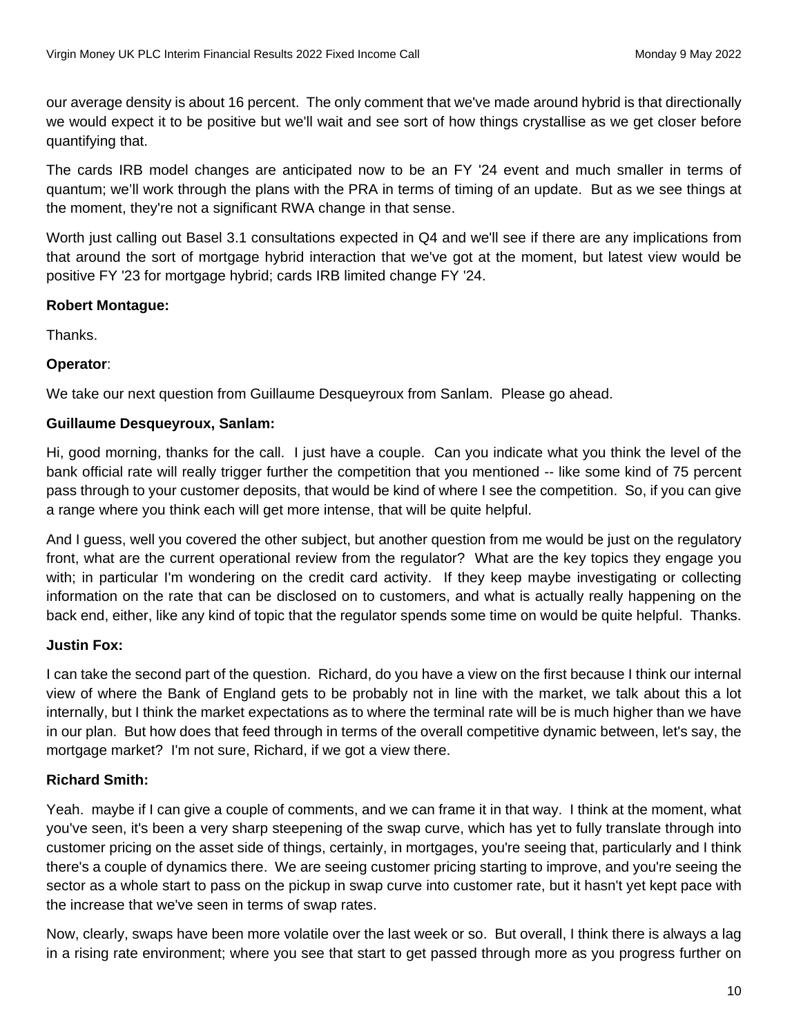our average density is about 16 percent. The only comment that we've made around hybrid is that directionally we would expect it to be positive but we'll wait and see sort of how things crystallise as we get closer before quantifying that.

The cards IRB model changes are anticipated now to be an FY '24 event and much smaller in terms of quantum; we'll work through the plans with the PRA in terms of timing of an update. But as we see things at the moment, they're not a significant RWA change in that sense.

Worth just calling out Basel 3.1 consultations expected in Q4 and we'll see if there are any implications from that around the sort of mortgage hybrid interaction that we've got at the moment, but latest view would be positive FY '23 for mortgage hybrid; cards IRB limited change FY '24.

**Robert Montague:**

Thanks.

**Operator**:

We take our next question from Guillaume Desqueyroux from Sanlam. Please go ahead.

**Guillaume Desqueyroux, Sanlam:**

Hi, good morning, thanks for the call. I just have a couple. Can you indicate what you think the level of the bank official rate will really trigger further the competition that you mentioned -- like some kind of 75 percent pass through to your customer deposits, that would be kind of where I see the competition. So, if you can give a range where you think each will get more intense, that will be quite helpful.

And I guess, well you covered the other subject, but another question from me would be just on the regulatory front, what are the current operational review from the regulator? What are the key topics they engage you with; in particular I'm wondering on the credit card activity. If they keep maybe investigating or collecting information on the rate that can be disclosed on to customers, and what is actually really happening on the back end, either, like any kind of topic that the regulator spends some time on would be quite helpful. Thanks.

**Justin Fox:**

I can take the second part of the question. Richard, do you have a view on the first because I think our internal view of where the Bank of England gets to be probably not in line with the market, we talk about this a lot internally, but I think the market expectations as to where the terminal rate will be is much higher than we have in our plan. But how does that feed through in terms of the overall competitive dynamic between, let's say, the mortgage market? I'm not sure, Richard, if we got a view there.

**Richard Smith:**

Yeah. maybe if I can give a couple of comments, and we can frame it in that way. I think at the moment, what you've seen, it's been a very sharp steepening of the swap curve, which has yet to fully translate through into customer pricing on the asset side of things, certainly, in mortgages, you're seeing that, particularly and I think there's a couple of dynamics there. We are seeing customer pricing starting to improve, and you're seeing the sector as a whole start to pass on the pickup in swap curve into customer rate, but it hasn't yet kept pace with the increase that we've seen in terms of swap rates.

Now, clearly, swaps have been more volatile over the last week or so. But overall, I think there is always a lag in a rising rate environment; where you see that start to get passed through more as you progress further on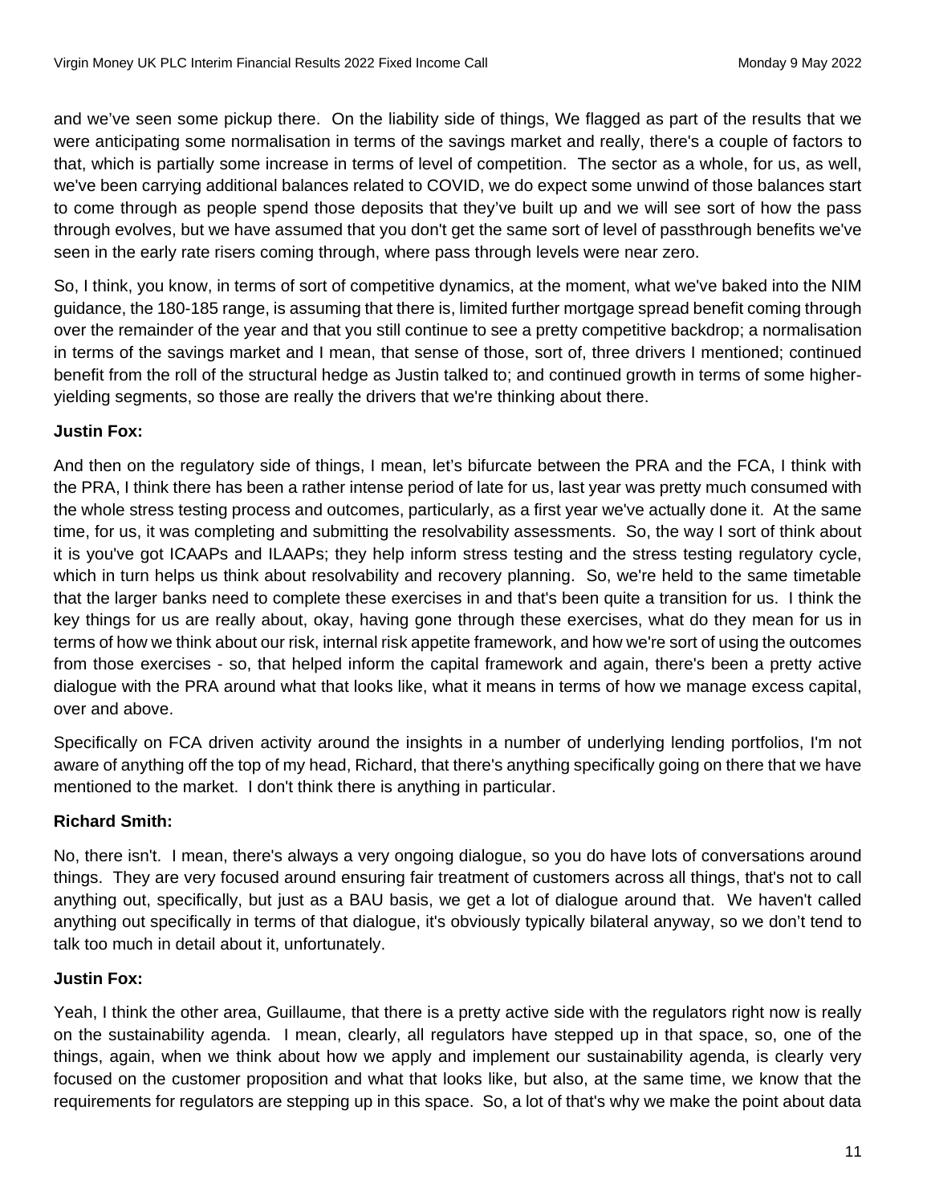and we've seen some pickup there. On the liability side of things, We flagged as part of the results that we were anticipating some normalisation in terms of the savings market and really, there's a couple of factors to that, which is partially some increase in terms of level of competition. The sector as a whole, for us, as well, we've been carrying additional balances related to COVID, we do expect some unwind of those balances start to come through as people spend those deposits that they've built up and we will see sort of how the pass through evolves, but we have assumed that you don't get the same sort of level of passthrough benefits we've seen in the early rate risers coming through, where pass through levels were near zero.

So, I think, you know, in terms of sort of competitive dynamics, at the moment, what we've baked into the NIM guidance, the 180-185 range, is assuming that there is, limited further mortgage spread benefit coming through over the remainder of the year and that you still continue to see a pretty competitive backdrop; a normalisation in terms of the savings market and I mean, that sense of those, sort of, three drivers I mentioned; continued benefit from the roll of the structural hedge as Justin talked to; and continued growth in terms of some higher-yielding segments, so those are really the drivers that we're thinking about there.

**Justin Fox:**

And then on the regulatory side of things, I mean, let's bifurcate between the PRA and the FCA, I think with the PRA, I think there has been a rather intense period of late for us, last year was pretty much consumed with the whole stress testing process and outcomes, particularly, as a first year we've actually done it. At the same time, for us, it was completing and submitting the resolvability assessments. So, the way I sort of think about it is you've got ICAAPs and ILAAPs; they help inform stress testing and the stress testing regulatory cycle, which in turn helps us think about resolvability and recovery planning. So, we're held to the same timetable that the larger banks need to complete these exercises in and that's been quite a transition for us. I think the key things for us are really about, okay, having gone through these exercises, what do they mean for us in terms of how we think about our risk, internal risk appetite framework, and how we're sort of using the outcomes from those exercises - so, that helped inform the capital framework and again, there's been a pretty active dialogue with the PRA around what that looks like, what it means in terms of how we manage excess capital, over and above.

Specifically on FCA driven activity around the insights in a number of underlying lending portfolios, I'm not aware of anything off the top of my head, Richard, that there's anything specifically going on there that we have mentioned to the market. I don't think there is anything in particular.

**Richard Smith:**

No, there isn't. I mean, there's always a very ongoing dialogue, so you do have lots of conversations around things. They are very focused around ensuring fair treatment of customers across all things, that's not to call anything out, specifically, but just as a BAU basis, we get a lot of dialogue around that. We haven't called anything out specifically in terms of that dialogue, it's obviously typically bilateral anyway, so we don't tend to talk too much in detail about it, unfortunately.

**Justin Fox:**

Yeah, I think the other area, Guillaume, that there is a pretty active side with the regulators right now is really on the sustainability agenda. I mean, clearly, all regulators have stepped up in that space, so, one of the things, again, when we think about how we apply and implement our sustainability agenda, is clearly very focused on the customer proposition and what that looks like, but also, at the same time, we know that the requirements for regulators are stepping up in this space. So, a lot of that's why we make the point about data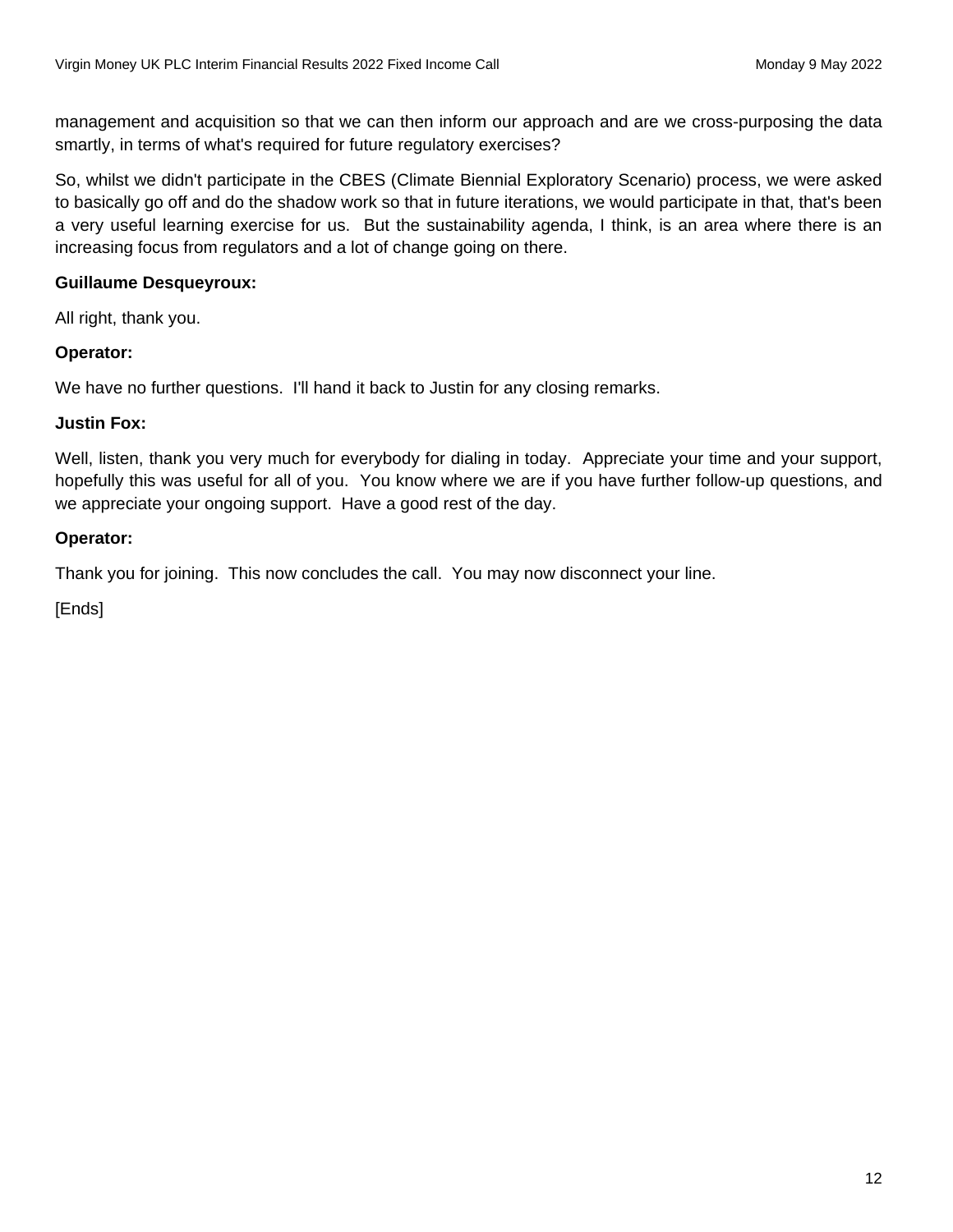management and acquisition so that we can then inform our approach and are we cross-purposing the data smartly, in terms of what's required for future regulatory exercises?

So, whilst we didn't participate in the CBES (Climate Biennial Exploratory Scenario) process, we were asked to basically go off and do the shadow work so that in future iterations, we would participate in that, that's been a very useful learning exercise for us. But the sustainability agenda, I think, is an area where there is an increasing focus from regulators and a lot of change going on there.

**Guillaume Desqueyroux:**

All right, thank you.

**Operator:**

We have no further questions. I'll hand it back to Justin for any closing remarks.

**Justin Fox:**

Well, listen, thank you very much for everybody for dialing in today. Appreciate your time and your support, hopefully this was useful for all of you. You know where we are if you have further follow-up questions, and we appreciate your ongoing support. Have a good rest of the day.

**Operator:**

Thank you for joining. This now concludes the call. You may now disconnect your line.

[Ends]